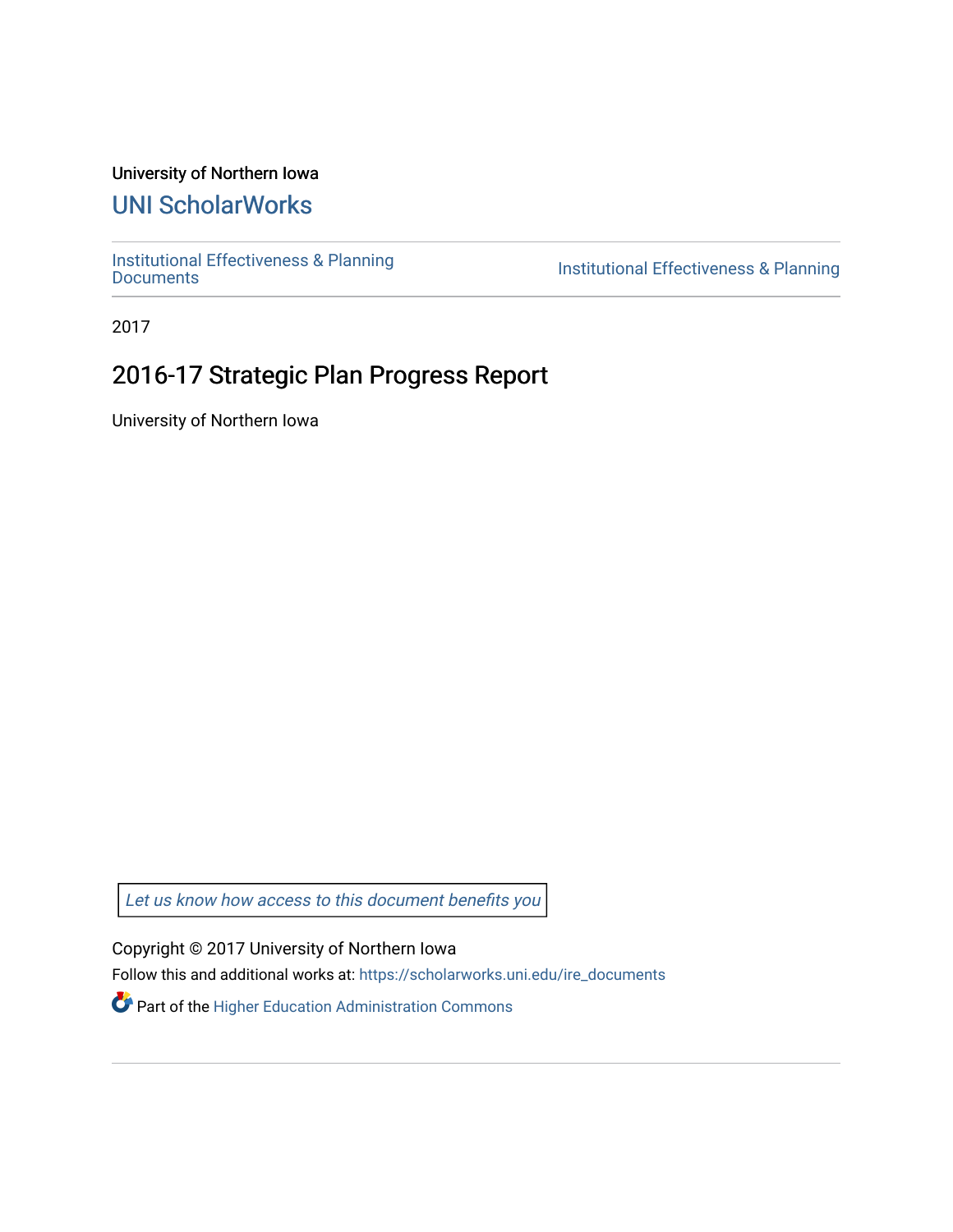University of Northern Iowa

## UNI ScholarWorks

Institutional Effectiveness & Planning Documents

Institutional Effectiveness & Planning

2017

# 2016-17 Strategic Plan Progress Report

University of Northern Iowa

*Let us know how access to this document benefits you*

Copyright © 2017 University of Northern Iowa

Follow this and additional works at: https://scholarworks.uni.edu/ire_documents

Part of the Higher Education Administration Commons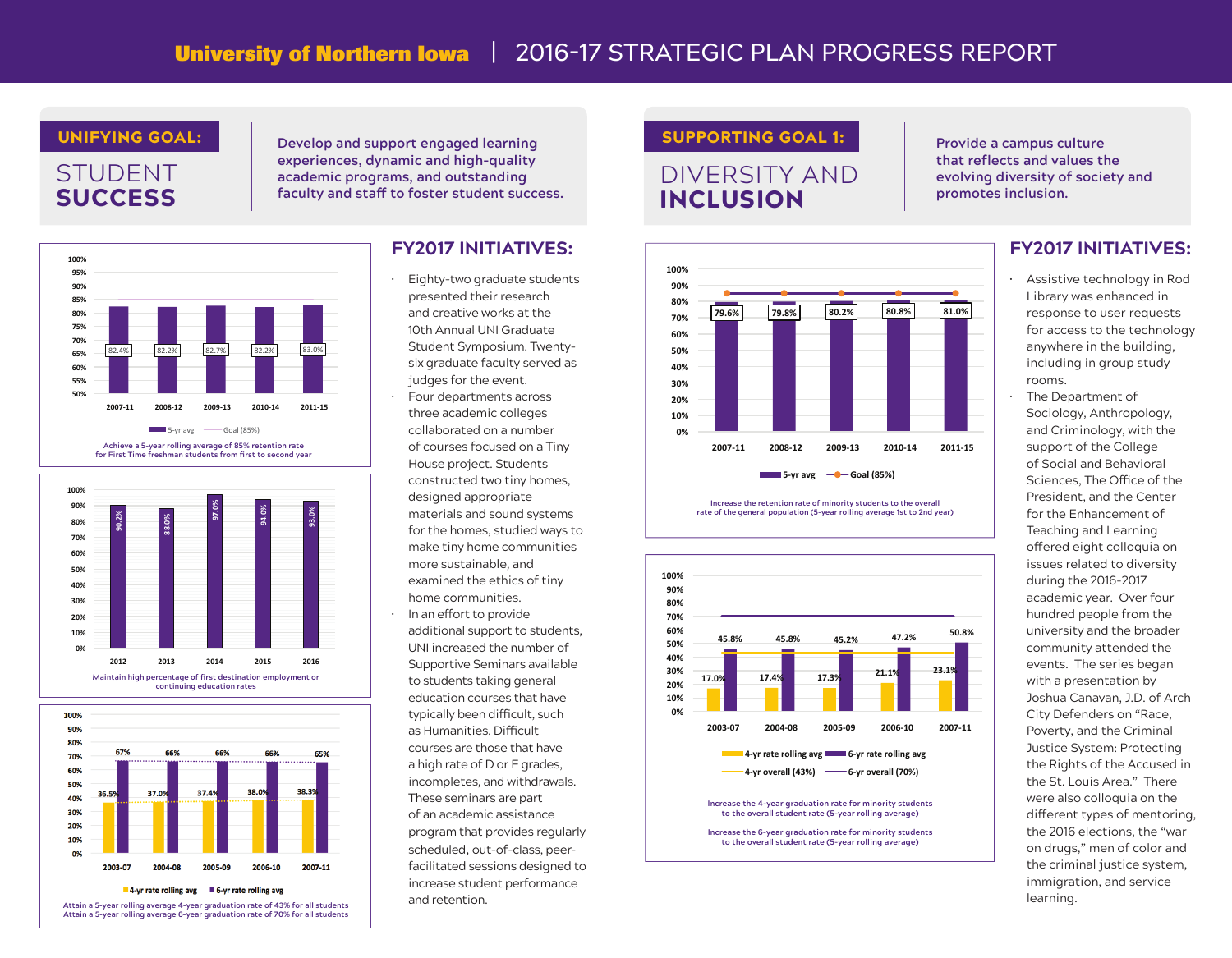# University of Northern Iowa | 2016-17 STRATEGIC PLAN PROGRESS REPORT

## UNIFYING GOAL:

## STUDENT **SUCCESS**

Develop and support engaged learning experiences, dynamic and high-quality academic programs, and outstanding faculty and staff to foster student success.

100%
95%
90%
85%
80%
75%
70%
65%
60%
55%
50%
82.4%
82.2%
82.7%
82.2%
83.0%
2007-11
2008-12
2009-13
2010-14
2011-15
5-yr avg
Goal (85%)

Achieve a 5-year rolling average of 85% retention rate for First Time freshman students from first to second year

100%
90%
80%
70%
60%
50%
40%
30%
20%
10%
0%
90.2%
88.0%
97.0%
94.0%
93.0%
2012
2013
2014
2015
2016

Maintain high percentage of first destination employment or continuing education rates

100%
90%
80%
70%
60%
50%
40%
30%
20%
10%
0%
67%
66%
66%
66%
65%
36.5%
37.0%
37.4%
38.0%
38.3%
2003-07
2004-08
2005-09
2006-10
2007-11
4-yr rate rolling avg
6-yr rate rolling avg

Attain a 5-year rolling average 4-year graduation rate of 43% for all students
Attain a 5-year rolling average 6-year graduation rate of 70% for all students

## FY2017 INITIATIVES:

- Eighty-two graduate students presented their research and creative works at the 10th Annual UNI Graduate Student Symposium. Twenty-six graduate faculty served as judges for the event.
- Four departments across three academic colleges collaborated on a number of courses focused on a Tiny House project. Students constructed two tiny homes, designed appropriate materials and sound systems for the homes, studied ways to make tiny home communities more sustainable, and examined the ethics of tiny home communities.
- In an effort to provide additional support to students, UNI increased the number of Supportive Seminars available to students taking general education courses that have typically been difficult, such as Humanities. Difficult courses are those that have a high rate of D or F grades, incompletes, and withdrawals. These seminars are part of an academic assistance program that provides regularly scheduled, out-of-class, peer-facilitated sessions designed to increase student performance and retention.

## SUPPORTING GOAL 1:

## DIVERSITY AND **INCLUSION**

Provide a campus culture that reflects and values the evolving diversity of society and promotes inclusion.

100%
90%
80%
70%
60%
50%
40%
30%
20%
10%
0%
79.6%
79.8%
80.2%
80.8%
81.0%
2007-11
2008-12
2009-13
2010-14
2011-15
5-yr avg
Goal (85%)

Increase the retention rate of minority students to the overall rate of the general population (5-year rolling average 1st to 2nd year)

100%
90%
80%
70%
60%
50%
40%
30%
20%
10%
0%
45.8%
45.8%
45.2%
47.2%
50.8%
17.0%
17.4%
17.3%
21.1%
23.1%
2003-07
2004-08
2005-09
2006-10
2007-11
4-yr rate rolling avg
6-yr rate rolling avg
4-yr overall (43%)
6-yr overall (70%)

Increase the 4-year graduation rate for minority students to the overall student rate (5-year rolling average)

Increase the 6-year graduation rate for minority students to the overall student rate (5-year rolling average)

## FY2017 INITIATIVES:

- Assistive technology in Rod Library was enhanced in response to user requests for access to the technology anywhere in the building, including in group study rooms.
- The Department of Sociology, Anthropology, and Criminology, with the support of the College of Social and Behavioral Sciences, The Office of the President, and the Center for the Enhancement of Teaching and Learning offered eight colloquia on issues related to diversity during the 2016-2017 academic year. Over four hundred people from the university and the broader community attended the events. The series began with a presentation by Joshua Canavan, J.D. of Arch City Defenders on "Race, Poverty, and the Criminal Justice System: Protecting the Rights of the Accused in the St. Louis Area." There were also colloquia on the different types of mentoring, the 2016 elections, the "war on drugs," men of color and the criminal justice system, immigration, and service learning.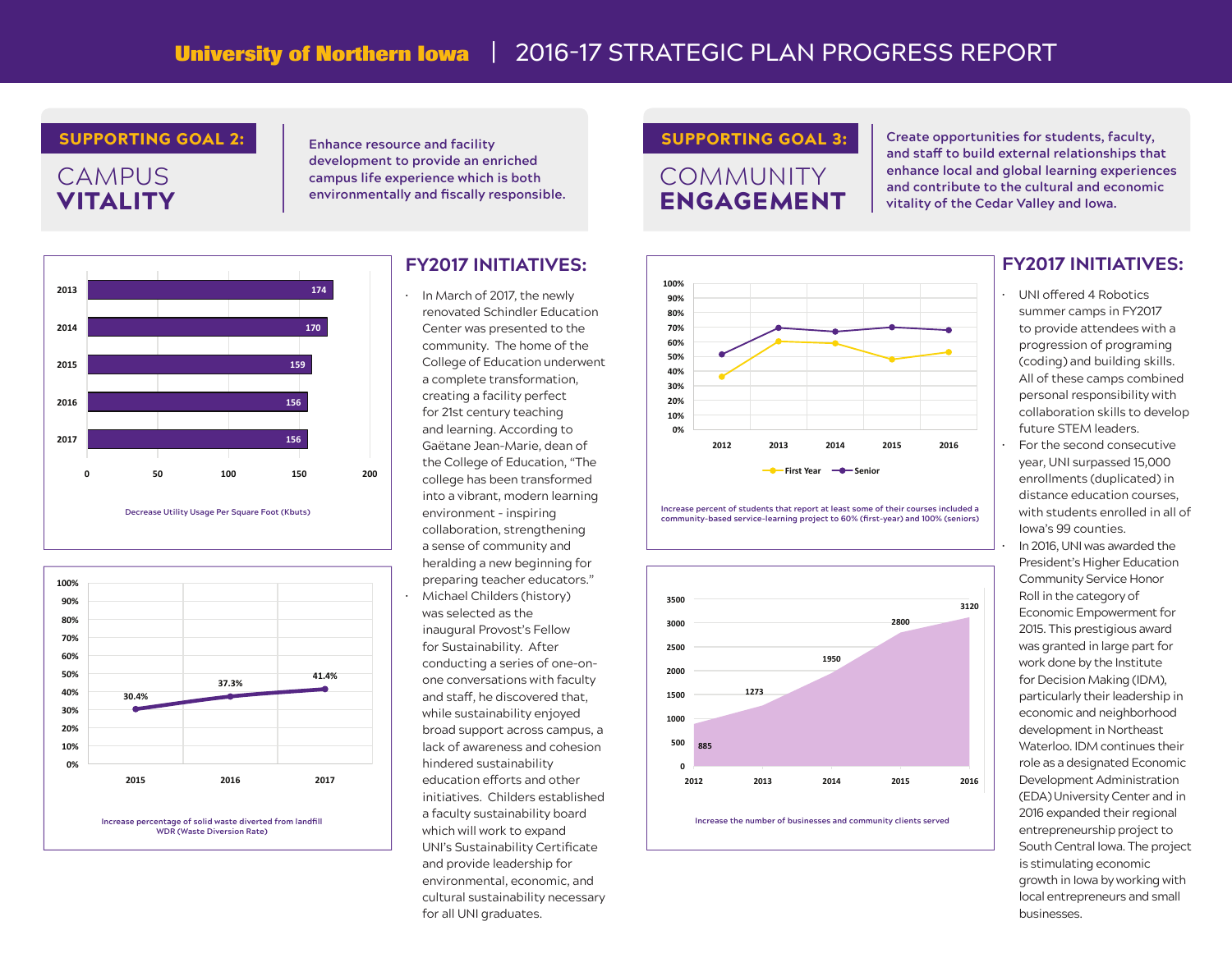**University of Northern Iowa** | 2016-17 STRATEGIC PLAN PROGRESS REPORT

## SUPPORTING GOAL 2:

# CAMPUS **VITALITY**

Enhance resource and facility development to provide an enriched campus life experience which is both environmentally and fiscally responsible.

2013
2014
2015
2016
2017
174
170
159
156
156
0
50
100
150
200

Decrease Utility Usage Per Square Foot (Kbuts)

100%
90%
80%
70%
60%
50%
40%
30%
20%
10%
0%
30.4%
37.3%
41.4%
2015
2016
2017

Increase percentage of solid waste diverted from landfill
WDR (Waste Diversion Rate)

## FY2017 INITIATIVES:

- In March of 2017, the newly renovated Schindler Education Center was presented to the community. The home of the College of Education underwent a complete transformation, creating a facility perfect for 21st century teaching and learning. According to Gaëtane Jean-Marie, dean of the College of Education, "The college has been transformed into a vibrant, modern learning environment - inspiring collaboration, strengthening a sense of community and heralding a new beginning for preparing teacher educators."
- Michael Childers (history) was selected as the inaugural Provost's Fellow for Sustainability. After conducting a series of one-on-one conversations with faculty and staff, he discovered that, while sustainability enjoyed broad support across campus, a lack of awareness and cohesion hindered sustainability education efforts and other initiatives. Childers established a faculty sustainability board which will work to expand UNI's Sustainability Certificate and provide leadership for environmental, economic, and cultural sustainability necessary for all UNI graduates.

## SUPPORTING GOAL 3:

# COMMUNITY **ENGAGEMENT**

Create opportunities for students, faculty, and staff to build external relationships that enhance local and global learning experiences and contribute to the cultural and economic vitality of the Cedar Valley and Iowa.

100%
90%
80%
70%
60%
50%
40%
30%
20%
10%
0%
2012
2013
2014
2015
2016
First Year
Senior

Increase percent of students that report at least some of their courses included a community-based service-learning project to 60% (first-year) and 100% (seniors)

3500
3000
2500
2000
1500
1000
500
0
885
1273
1950
2800
3120
2012
2013
2014
2015
2016

Increase the number of businesses and community clients served

## FY2017 INITIATIVES:

- UNI offered 4 Robotics summer camps in FY2017 to provide attendees with a progression of programing (coding) and building skills. All of these camps combined personal responsibility with collaboration skills to develop future STEM leaders.
- For the second consecutive year, UNI surpassed 15,000 enrollments (duplicated) in distance education courses, with students enrolled in all of Iowa's 99 counties.
- In 2016, UNI was awarded the President's Higher Education Community Service Honor Roll in the category of Economic Empowerment for 2015. This prestigious award was granted in large part for work done by the Institute for Decision Making (IDM), particularly their leadership in economic and neighborhood development in Northeast Waterloo. IDM continues their role as a designated Economic Development Administration (EDA) University Center and in 2016 expanded their regional entrepreneurship project to South Central Iowa. The project is stimulating economic growth in Iowa by working with local entrepreneurs and small businesses.